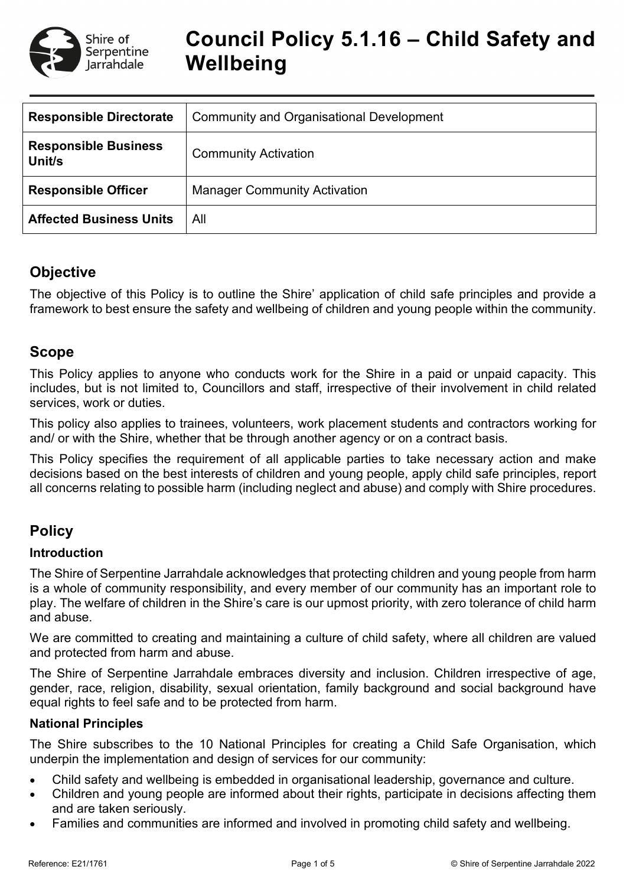# Council Policy 5.1.16 – Child Safety and Wellbeing

| **Responsible Directorate** | Community and Organisational Development |
|---|---|
| **Responsible Business Unit/s** | Community Activation |
| **Responsible Officer** | Manager Community Activation |
| **Affected Business Units** | All |

## Objective

The objective of this Policy is to outline the Shire' application of child safe principles and provide a framework to best ensure the safety and wellbeing of children and young people within the community.

## Scope

This Policy applies to anyone who conducts work for the Shire in a paid or unpaid capacity. This includes, but is not limited to, Councillors and staff, irrespective of their involvement in child related services, work or duties.

This policy also applies to trainees, volunteers, work placement students and contractors working for and/ or with the Shire, whether that be through another agency or on a contract basis.

This Policy specifies the requirement of all applicable parties to take necessary action and make decisions based on the best interests of children and young people, apply child safe principles, report all concerns relating to possible harm (including neglect and abuse) and comply with Shire procedures.

## Policy

### Introduction

The Shire of Serpentine Jarrahdale acknowledges that protecting children and young people from harm is a whole of community responsibility, and every member of our community has an important role to play. The welfare of children in the Shire's care is our upmost priority, with zero tolerance of child harm and abuse.

We are committed to creating and maintaining a culture of child safety, where all children are valued and protected from harm and abuse.

The Shire of Serpentine Jarrahdale embraces diversity and inclusion. Children irrespective of age, gender, race, religion, disability, sexual orientation, family background and social background have equal rights to feel safe and to be protected from harm.

### National Principles

The Shire subscribes to the 10 National Principles for creating a Child Safe Organisation, which underpin the implementation and design of services for our community:

- Child safety and wellbeing is embedded in organisational leadership, governance and culture.
- Children and young people are informed about their rights, participate in decisions affecting them and are taken seriously.
- Families and communities are informed and involved in promoting child safety and wellbeing.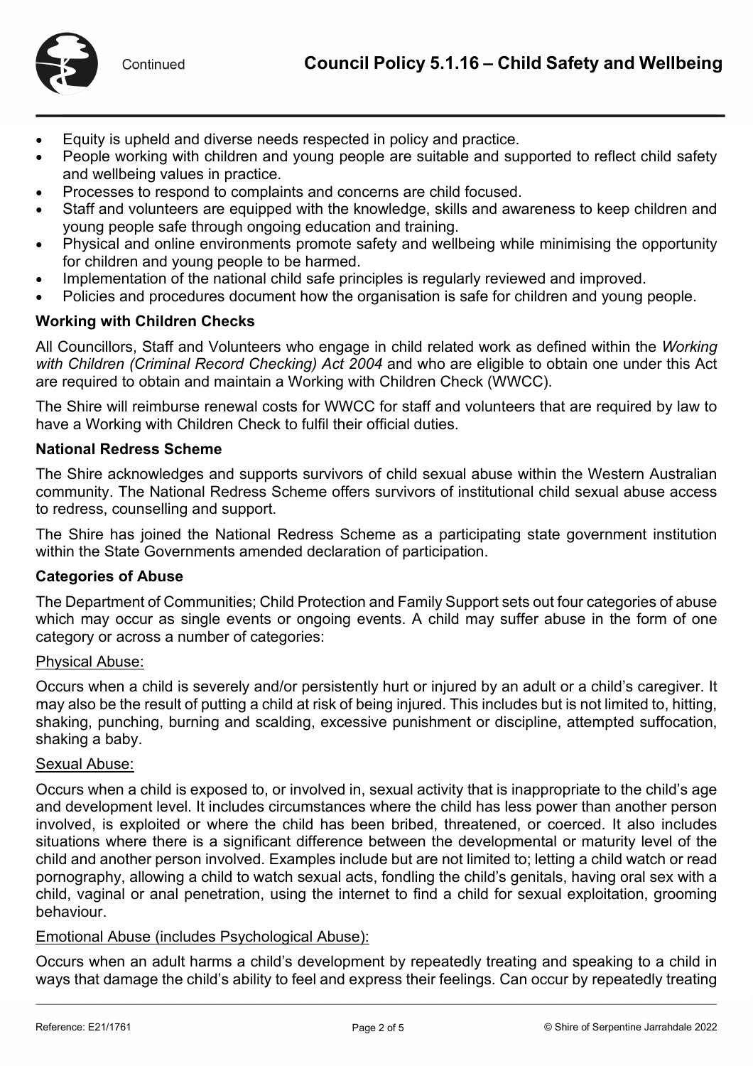- Equity is upheld and diverse needs respected in policy and practice.
- People working with children and young people are suitable and supported to reflect child safety and wellbeing values in practice.
- Processes to respond to complaints and concerns are child focused.
- Staff and volunteers are equipped with the knowledge, skills and awareness to keep children and young people safe through ongoing education and training.
- Physical and online environments promote safety and wellbeing while minimising the opportunity for children and young people to be harmed.
- Implementation of the national child safe principles is regularly reviewed and improved.
- Policies and procedures document how the organisation is safe for children and young people.

**Working with Children Checks**

All Councillors, Staff and Volunteers who engage in child related work as defined within the *Working with Children (Criminal Record Checking) Act 2004* and who are eligible to obtain one under this Act are required to obtain and maintain a Working with Children Check (WWCC).

The Shire will reimburse renewal costs for WWCC for staff and volunteers that are required by law to have a Working with Children Check to fulfil their official duties.

**National Redress Scheme**

The Shire acknowledges and supports survivors of child sexual abuse within the Western Australian community. The National Redress Scheme offers survivors of institutional child sexual abuse access to redress, counselling and support.

The Shire has joined the National Redress Scheme as a participating state government institution within the State Governments amended declaration of participation.

**Categories of Abuse**

The Department of Communities; Child Protection and Family Support sets out four categories of abuse which may occur as single events or ongoing events. A child may suffer abuse in the form of one category or across a number of categories:

<u>Physical Abuse:</u>

Occurs when a child is severely and/or persistently hurt or injured by an adult or a child's caregiver. It may also be the result of putting a child at risk of being injured. This includes but is not limited to, hitting, shaking, punching, burning and scalding, excessive punishment or discipline, attempted suffocation, shaking a baby.

<u>Sexual Abuse:</u>

Occurs when a child is exposed to, or involved in, sexual activity that is inappropriate to the child's age and development level. It includes circumstances where the child has less power than another person involved, is exploited or where the child has been bribed, threatened, or coerced. It also includes situations where there is a significant difference between the developmental or maturity level of the child and another person involved. Examples include but are not limited to; letting a child watch or read pornography, allowing a child to watch sexual acts, fondling the child's genitals, having oral sex with a child, vaginal or anal penetration, using the internet to find a child for sexual exploitation, grooming behaviour.

<u>Emotional Abuse (includes Psychological Abuse):</u>

Occurs when an adult harms a child's development by repeatedly treating and speaking to a child in ways that damage the child's ability to feel and express their feelings. Can occur by repeatedly treating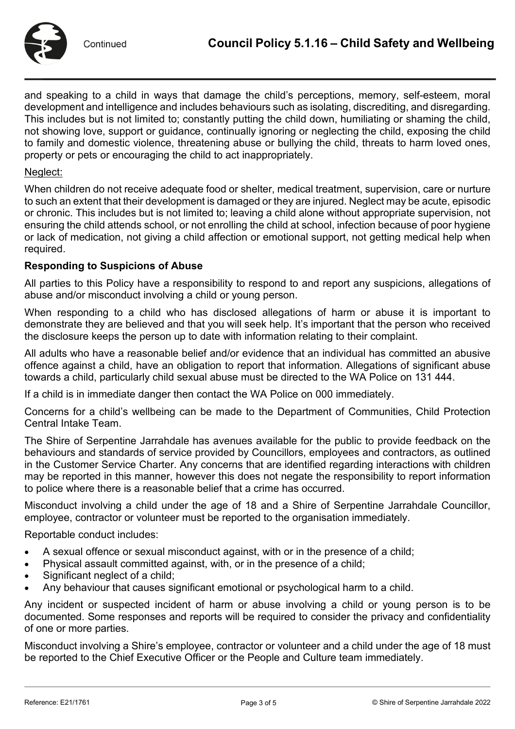and speaking to a child in ways that damage the child's perceptions, memory, self-esteem, moral development and intelligence and includes behaviours such as isolating, discrediting, and disregarding. This includes but is not limited to; constantly putting the child down, humiliating or shaming the child, not showing love, support or guidance, continually ignoring or neglecting the child, exposing the child to family and domestic violence, threatening abuse or bullying the child, threats to harm loved ones, property or pets or encouraging the child to act inappropriately.

Neglect:

When children do not receive adequate food or shelter, medical treatment, supervision, care or nurture to such an extent that their development is damaged or they are injured. Neglect may be acute, episodic or chronic. This includes but is not limited to; leaving a child alone without appropriate supervision, not ensuring the child attends school, or not enrolling the child at school, infection because of poor hygiene or lack of medication, not giving a child affection or emotional support, not getting medical help when required.

**Responding to Suspicions of Abuse**

All parties to this Policy have a responsibility to respond to and report any suspicions, allegations of abuse and/or misconduct involving a child or young person.

When responding to a child who has disclosed allegations of harm or abuse it is important to demonstrate they are believed and that you will seek help. It's important that the person who received the disclosure keeps the person up to date with information relating to their complaint.

All adults who have a reasonable belief and/or evidence that an individual has committed an abusive offence against a child, have an obligation to report that information. Allegations of significant abuse towards a child, particularly child sexual abuse must be directed to the WA Police on 131 444.

If a child is in immediate danger then contact the WA Police on 000 immediately.

Concerns for a child's wellbeing can be made to the Department of Communities, Child Protection Central Intake Team.

The Shire of Serpentine Jarrahdale has avenues available for the public to provide feedback on the behaviours and standards of service provided by Councillors, employees and contractors, as outlined in the Customer Service Charter. Any concerns that are identified regarding interactions with children may be reported in this manner, however this does not negate the responsibility to report information to police where there is a reasonable belief that a crime has occurred.

Misconduct involving a child under the age of 18 and a Shire of Serpentine Jarrahdale Councillor, employee, contractor or volunteer must be reported to the organisation immediately.

Reportable conduct includes:

- A sexual offence or sexual misconduct against, with or in the presence of a child;
- Physical assault committed against, with, or in the presence of a child;
- Significant neglect of a child;
- Any behaviour that causes significant emotional or psychological harm to a child.

Any incident or suspected incident of harm or abuse involving a child or young person is to be documented. Some responses and reports will be required to consider the privacy and confidentiality of one or more parties.

Misconduct involving a Shire's employee, contractor or volunteer and a child under the age of 18 must be reported to the Chief Executive Officer or the People and Culture team immediately.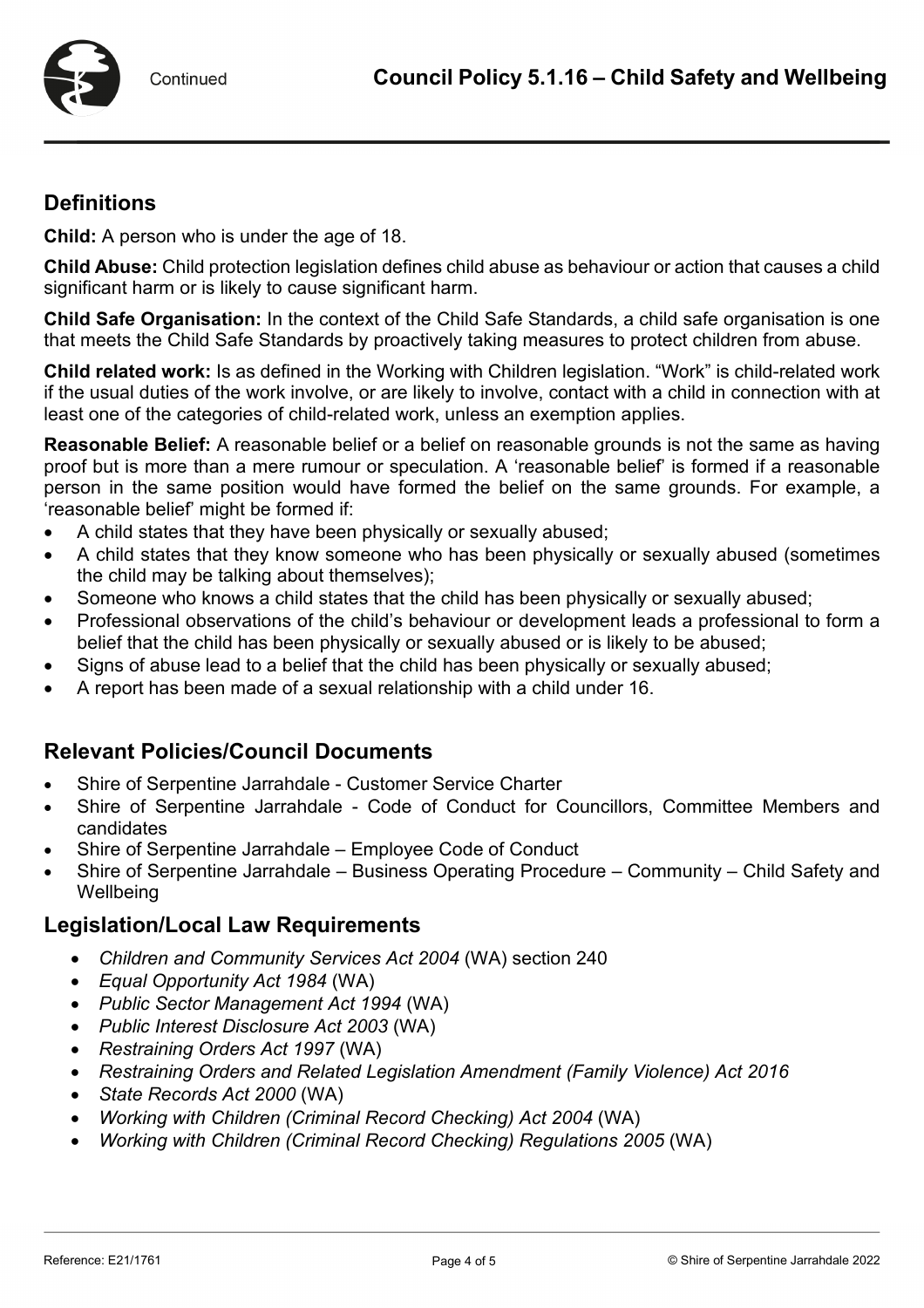## Definitions

**Child:** A person who is under the age of 18.

**Child Abuse:** Child protection legislation defines child abuse as behaviour or action that causes a child significant harm or is likely to cause significant harm.

**Child Safe Organisation:** In the context of the Child Safe Standards, a child safe organisation is one that meets the Child Safe Standards by proactively taking measures to protect children from abuse.

**Child related work:** Is as defined in the Working with Children legislation. "Work" is child-related work if the usual duties of the work involve, or are likely to involve, contact with a child in connection with at least one of the categories of child-related work, unless an exemption applies.

**Reasonable Belief:** A reasonable belief or a belief on reasonable grounds is not the same as having proof but is more than a mere rumour or speculation. A 'reasonable belief' is formed if a reasonable person in the same position would have formed the belief on the same grounds. For example, a 'reasonable belief' might be formed if:

- A child states that they have been physically or sexually abused;
- A child states that they know someone who has been physically or sexually abused (sometimes the child may be talking about themselves);
- Someone who knows a child states that the child has been physically or sexually abused;
- Professional observations of the child's behaviour or development leads a professional to form a belief that the child has been physically or sexually abused or is likely to be abused;
- Signs of abuse lead to a belief that the child has been physically or sexually abused;
- A report has been made of a sexual relationship with a child under 16.

## Relevant Policies/Council Documents

- Shire of Serpentine Jarrahdale - Customer Service Charter
- Shire of Serpentine Jarrahdale - Code of Conduct for Councillors, Committee Members and candidates
- Shire of Serpentine Jarrahdale – Employee Code of Conduct
- Shire of Serpentine Jarrahdale – Business Operating Procedure – Community – Child Safety and Wellbeing

## Legislation/Local Law Requirements

- *Children and Community Services Act 2004* (WA) section 240
- *Equal Opportunity Act 1984* (WA)
- *Public Sector Management Act 1994* (WA)
- *Public Interest Disclosure Act 2003* (WA)
- *Restraining Orders Act 1997* (WA)
- *Restraining Orders and Related Legislation Amendment (Family Violence) Act 2016*
- *State Records Act 2000* (WA)
- *Working with Children (Criminal Record Checking) Act 2004* (WA)
- *Working with Children (Criminal Record Checking) Regulations 2005* (WA)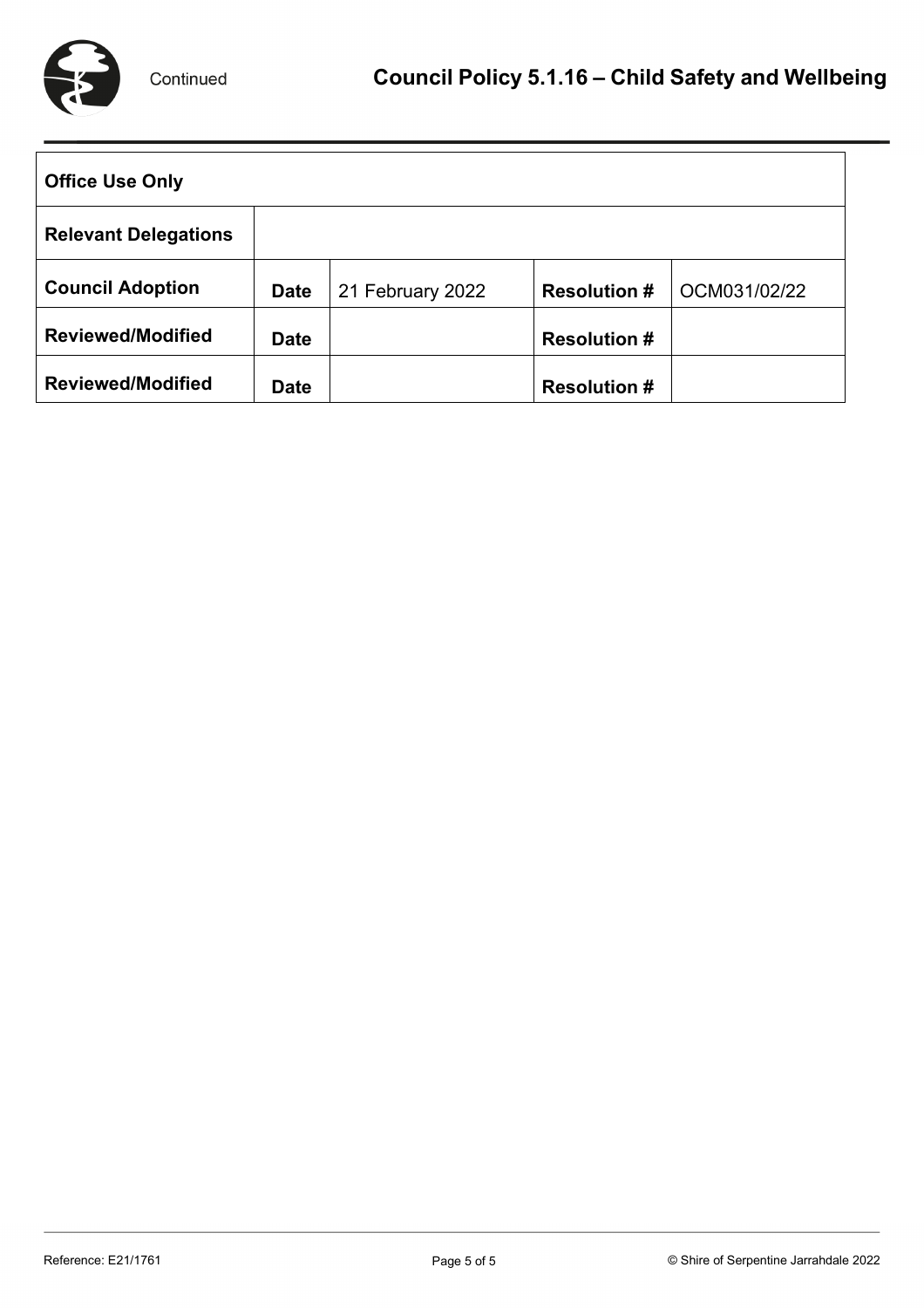| Office Use Only | | | | |
|---|---|---|---|---|
| **Relevant Delegations** | | | | |
| **Council Adoption** | **Date** | 21 February 2022 | **Resolution #** | OCM031/02/22 |
| **Reviewed/Modified** | **Date** | | **Resolution #** | |
| **Reviewed/Modified** | **Date** | | **Resolution #** | |